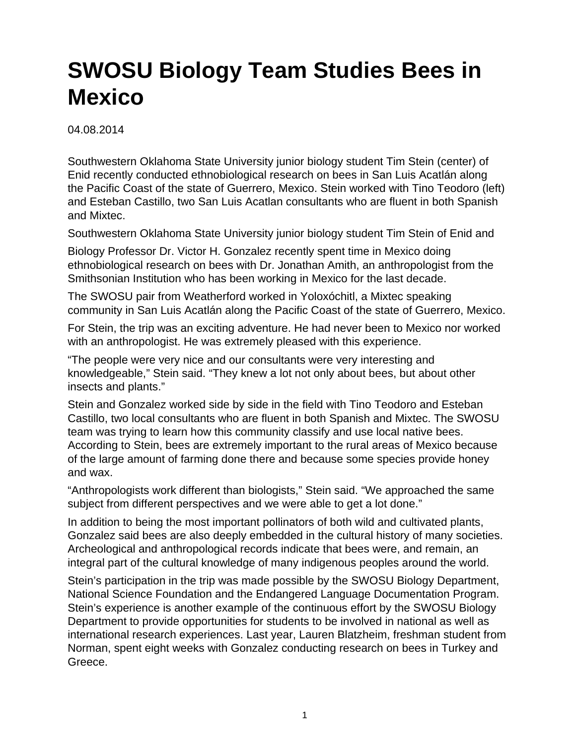# SWOSU Biology Team Studies Bees in Mexico

04.08.2014

Southwestern Oklahoma State University junior biology student Tim Stein (center) of Enid recently conducted ethnobiological research on bees in San Luis Acatlán along the Pacific Coast of the state of Guerrero, Mexico. Stein worked with Tino Teodoro (left) and Esteban Castillo, two San Luis Acatlan consultants who are fluent in both Spanish and Mixtec.

Southwestern Oklahoma State University junior biology student Tim Stein of Enid and

Biology Professor Dr. Victor H. Gonzalez recently spent time in Mexico doing ethnobiological research on bees with Dr. Jonathan Amith, an anthropologist from the Smithsonian Institution who has been working in Mexico for the last decade.

The SWOSU pair from Weatherford worked in Yoloxóchitl, a Mixtec speaking community in San Luis Acatlán along the Pacific Coast of the state of Guerrero, Mexico.

For Stein, the trip was an exciting adventure. He had never been to Mexico nor worked with an anthropologist. He was extremely pleased with this experience.

"The people were very nice and our consultants were very interesting and knowledgeable," Stein said. "They knew a lot not only about bees, but about other insects and plants."

Stein and Gonzalez worked side by side in the field with Tino Teodoro and Esteban Castillo, two local consultants who are fluent in both Spanish and Mixtec. The SWOSU team was trying to learn how this community classify and use local native bees. According to Stein, bees are extremely important to the rural areas of Mexico because of the large amount of farming done there and because some species provide honey and wax.

"Anthropologists work different than biologists," Stein said. "We approached the same subject from different perspectives and we were able to get a lot done."

In addition to being the most important pollinators of both wild and cultivated plants, Gonzalez said bees are also deeply embedded in the cultural history of many societies. Archeological and anthropological records indicate that bees were, and remain, an integral part of the cultural knowledge of many indigenous peoples around the world.

Stein's participation in the trip was made possible by the SWOSU Biology Department, National Science Foundation and the Endangered Language Documentation Program. Stein's experience is another example of the continuous effort by the SWOSU Biology Department to provide opportunities for students to be involved in national as well as international research experiences. Last year, Lauren Blatzheim, freshman student from Norman, spent eight weeks with Gonzalez conducting research on bees in Turkey and Greece.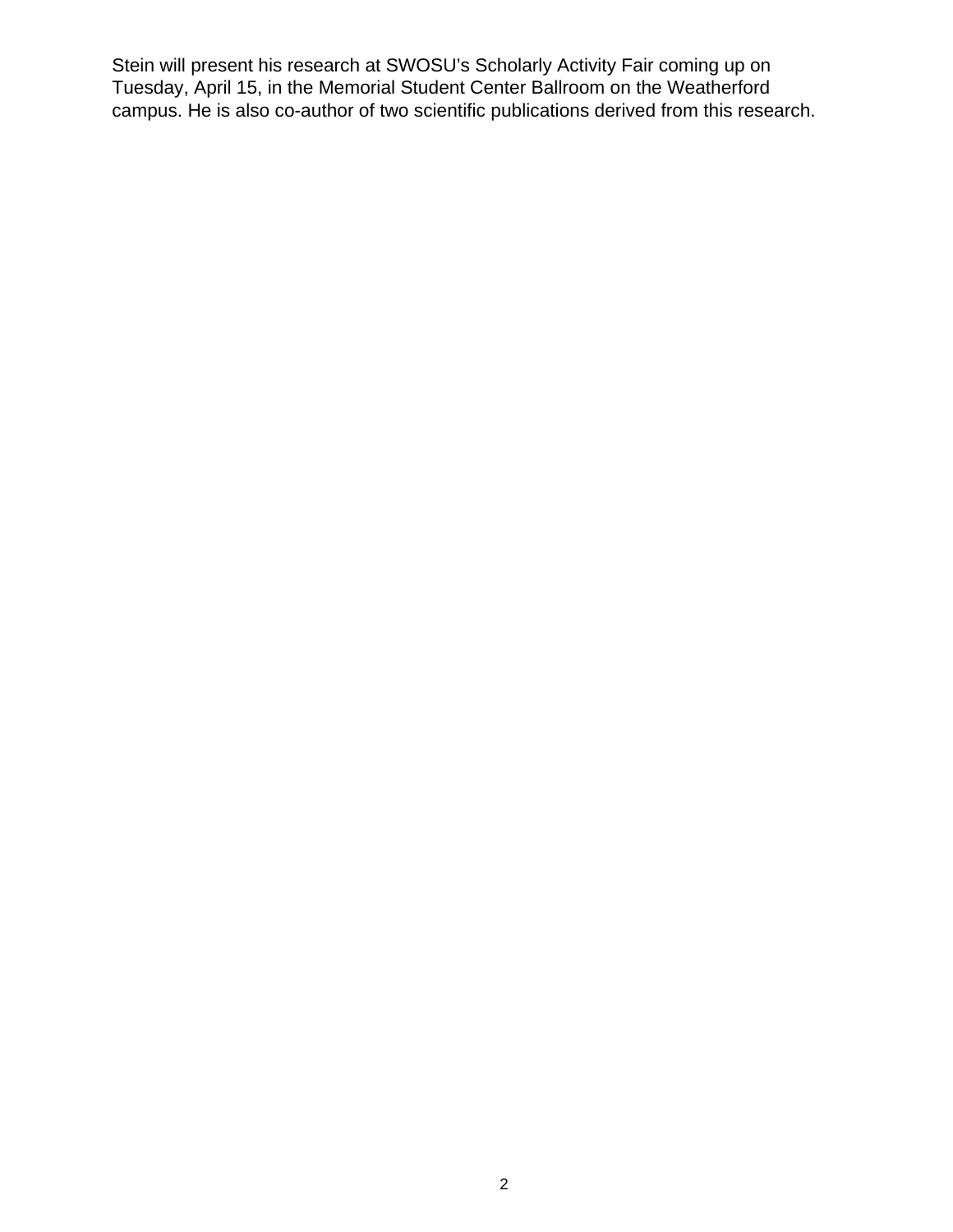Stein will present his research at SWOSU's Scholarly Activity Fair coming up on Tuesday, April 15, in the Memorial Student Center Ballroom on the Weatherford campus. He is also co-author of two scientific publications derived from this research.